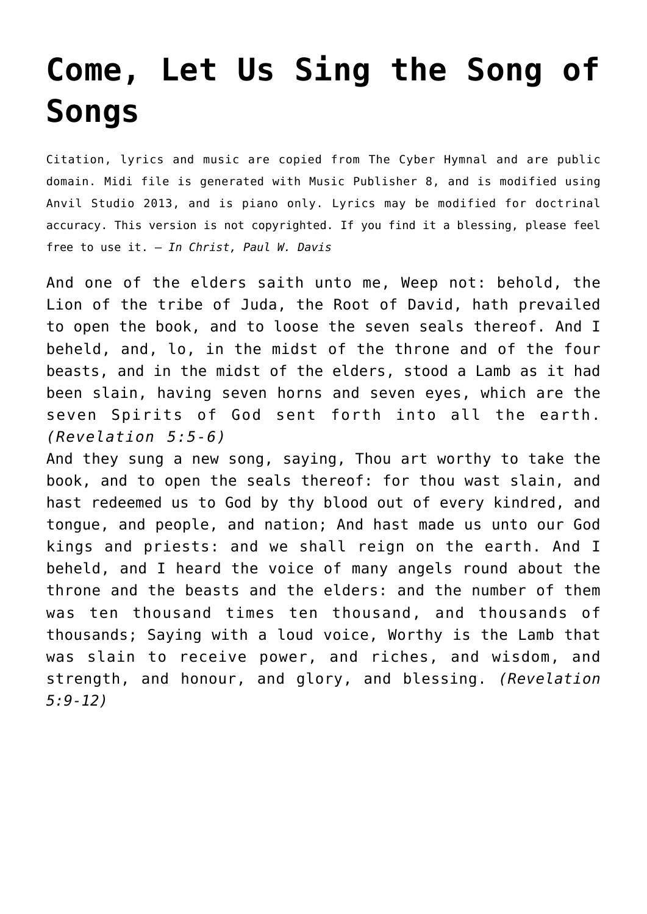# Come, Let Us Sing the Song of Songs

Citation, lyrics and music are copied from The Cyber Hymnal and are public domain. Midi file is generated with Music Publisher 8, and is modified using Anvil Studio 2013, and is piano only. Lyrics may be modified for doctrinal accuracy. This version is not copyrighted. If you find it a blessing, please feel free to use it. – *In Christ, Paul W. Davis*

And one of the elders saith unto me, Weep not: behold, the Lion of the tribe of Juda, the Root of David, hath prevailed to open the book, and to loose the seven seals thereof. And I beheld, and, lo, in the midst of the throne and of the four beasts, and in the midst of the elders, stood a Lamb as it had been slain, having seven horns and seven eyes, which are the seven Spirits of God sent forth into all the earth. *(Revelation 5:5-6)*
And they sung a new song, saying, Thou art worthy to take the book, and to open the seals thereof: for thou wast slain, and hast redeemed us to God by thy blood out of every kindred, and tongue, and people, and nation; And hast made us unto our God kings and priests: and we shall reign on the earth. And I beheld, and I heard the voice of many angels round about the throne and the beasts and the elders: and the number of them was ten thousand times ten thousand, and thousands of thousands; Saying with a loud voice, Worthy is the Lamb that was slain to receive power, and riches, and wisdom, and strength, and honour, and glory, and blessing. *(Revelation 5:9-12)*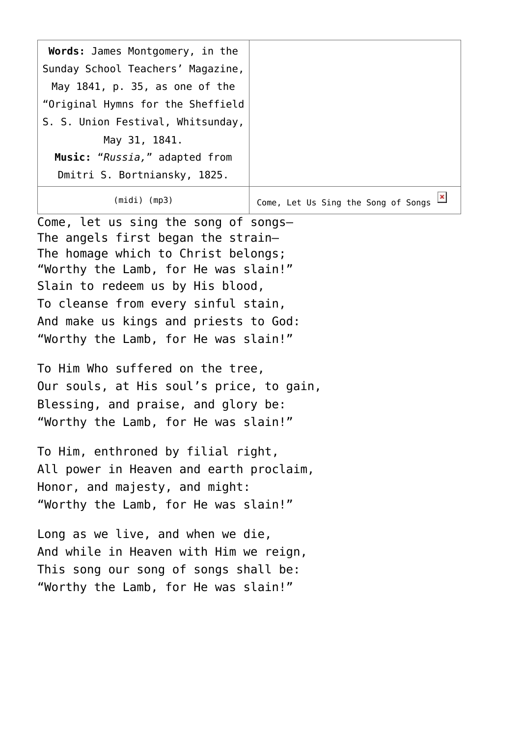| | |
|---|---|
| **Words:** James Montgomery, in the Sunday School Teachers' Magazine, May 1841, p. 35, as one of the "Original Hymns for the Sheffield S. S. Union Festival, Whitsunday, May 31, 1841.<br>**Music:** "*Russia,*" adapted from Dmitri S. Bortniansky, 1825. | |
| (midi) (mp3) | Come, Let Us Sing the Song of Songs |

Come, let us sing the song of songs—
The angels first began the strain—
The homage which to Christ belongs;
"Worthy the Lamb, for He was slain!"
Slain to redeem us by His blood,
To cleanse from every sinful stain,
And make us kings and priests to God:
"Worthy the Lamb, for He was slain!"

To Him Who suffered on the tree,
Our souls, at His soul's price, to gain,
Blessing, and praise, and glory be:
"Worthy the Lamb, for He was slain!"

To Him, enthroned by filial right,
All power in Heaven and earth proclaim,
Honor, and majesty, and might:
"Worthy the Lamb, for He was slain!"

Long as we live, and when we die,
And while in Heaven with Him we reign,
This song our song of songs shall be:
"Worthy the Lamb, for He was slain!"